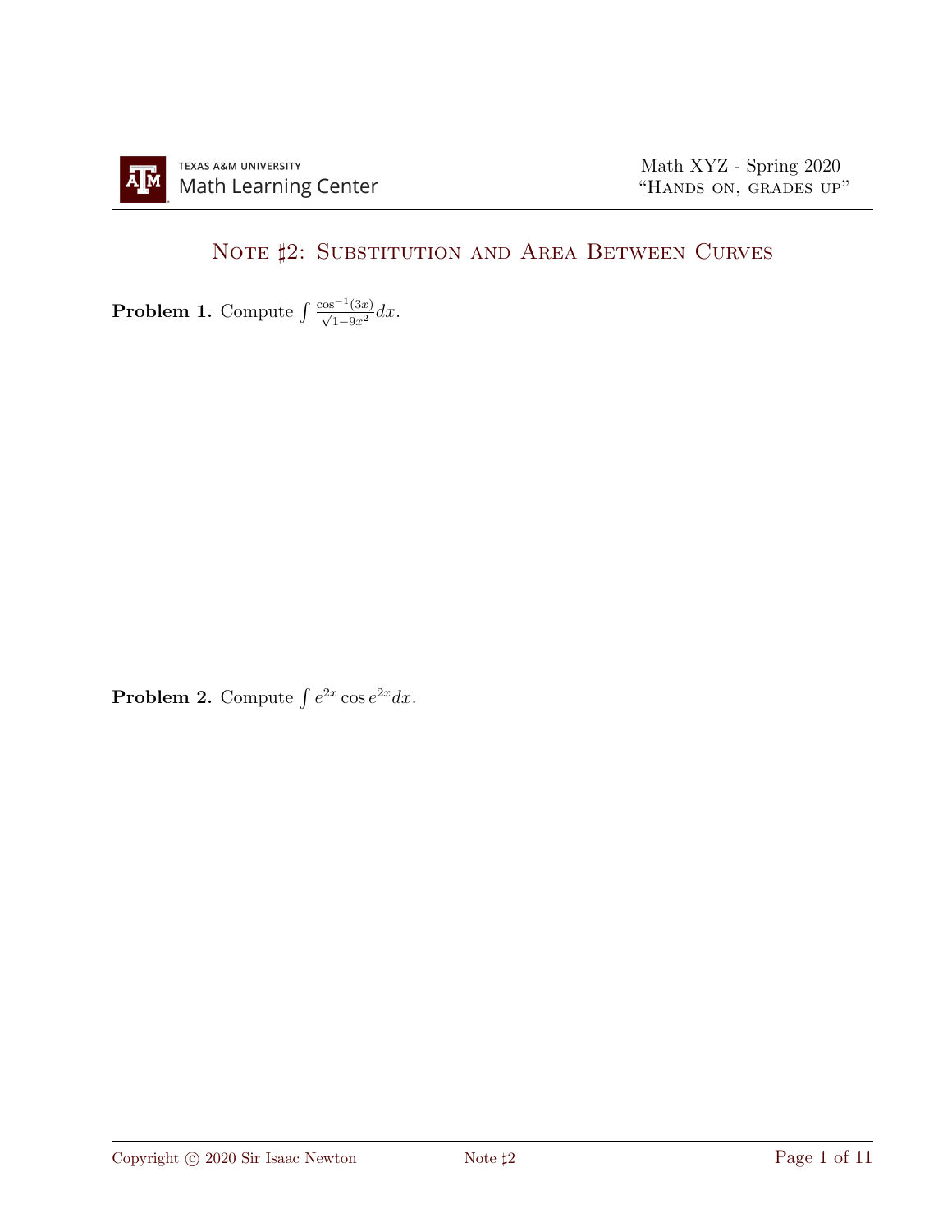# Note ♯2: Substitution and Area Between Curves

**Problem 1.** Compute $\int \frac{\cos^{-1}(3x)}{\sqrt{1-9x^2}}dx$.

**Problem 2.** Compute $\int e^{2x}\cos e^{2x}dx$.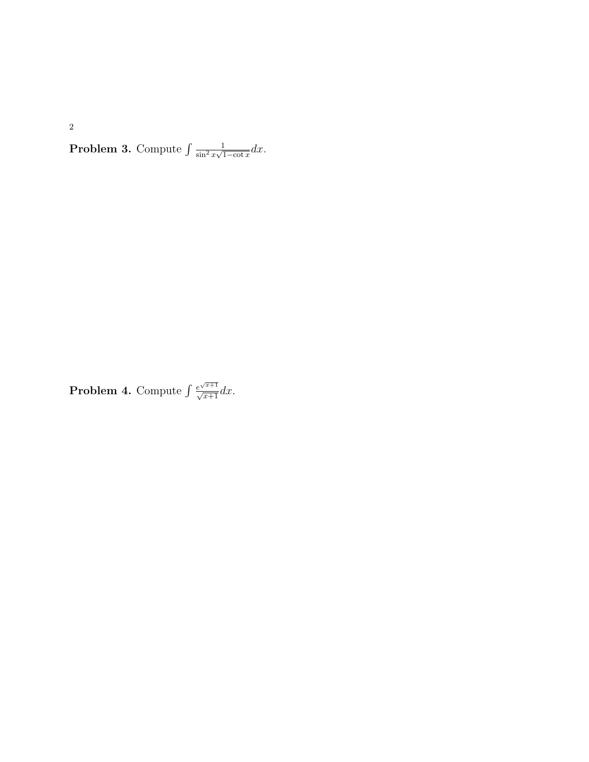**Problem 3.** Compute $\int \frac{1}{\sin^2 x\sqrt{1-\cot x}}dx$.

**Problem 4.** Compute $\int \frac{e^{\sqrt{x+1}}}{\sqrt{x+1}}dx$.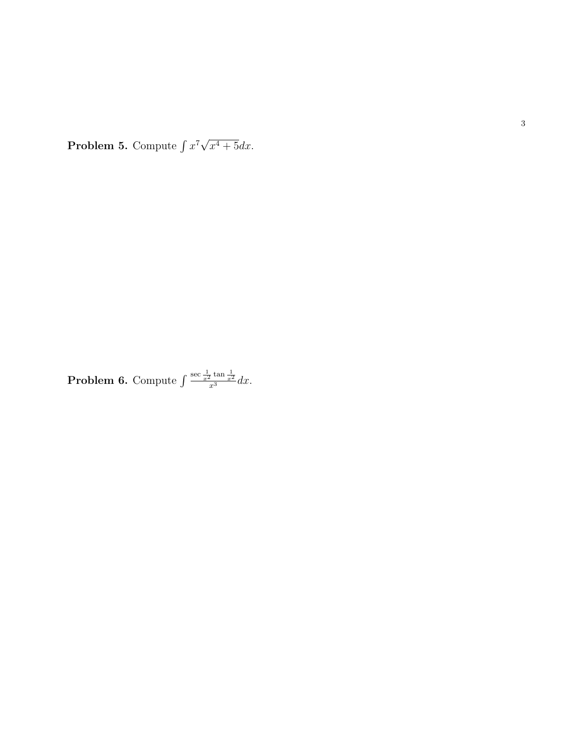**Problem 5.** Compute $\int x^7\sqrt{x^4+5}dx$.

**Problem 6.** Compute $\int \frac{\sec\frac{1}{x^2}\tan\frac{1}{x^2}}{x^3}dx$.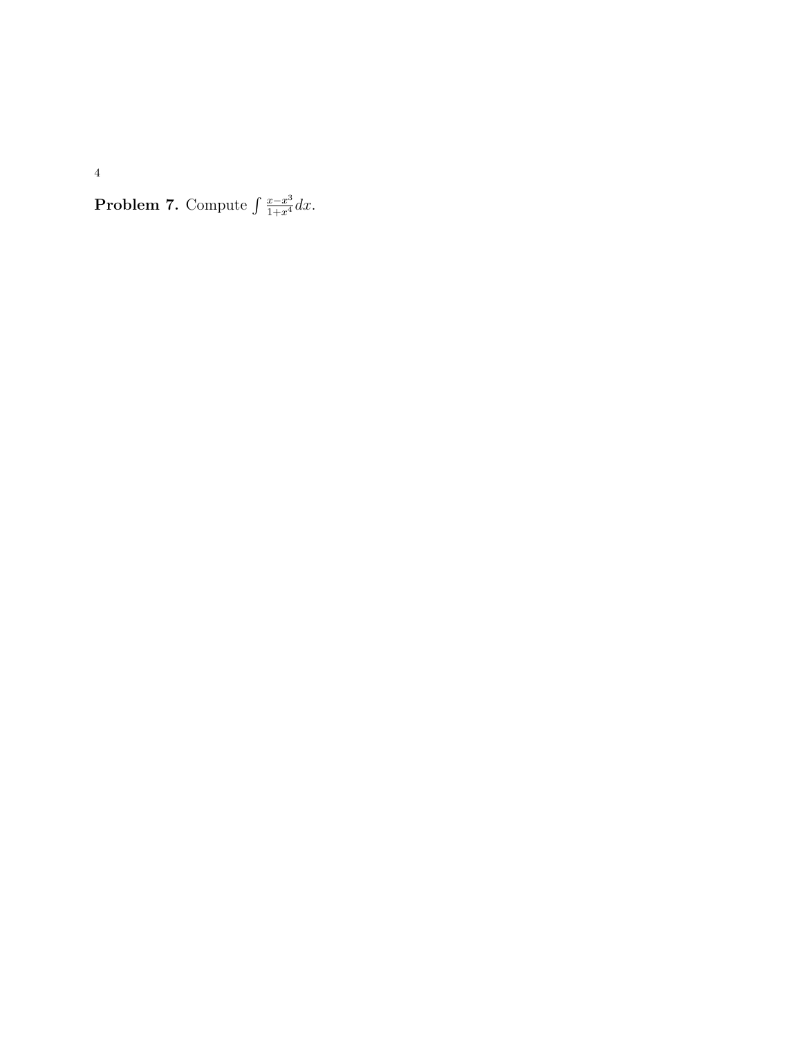**Problem 7.** Compute $\int \frac{x-x^3}{1+x^4}dx$.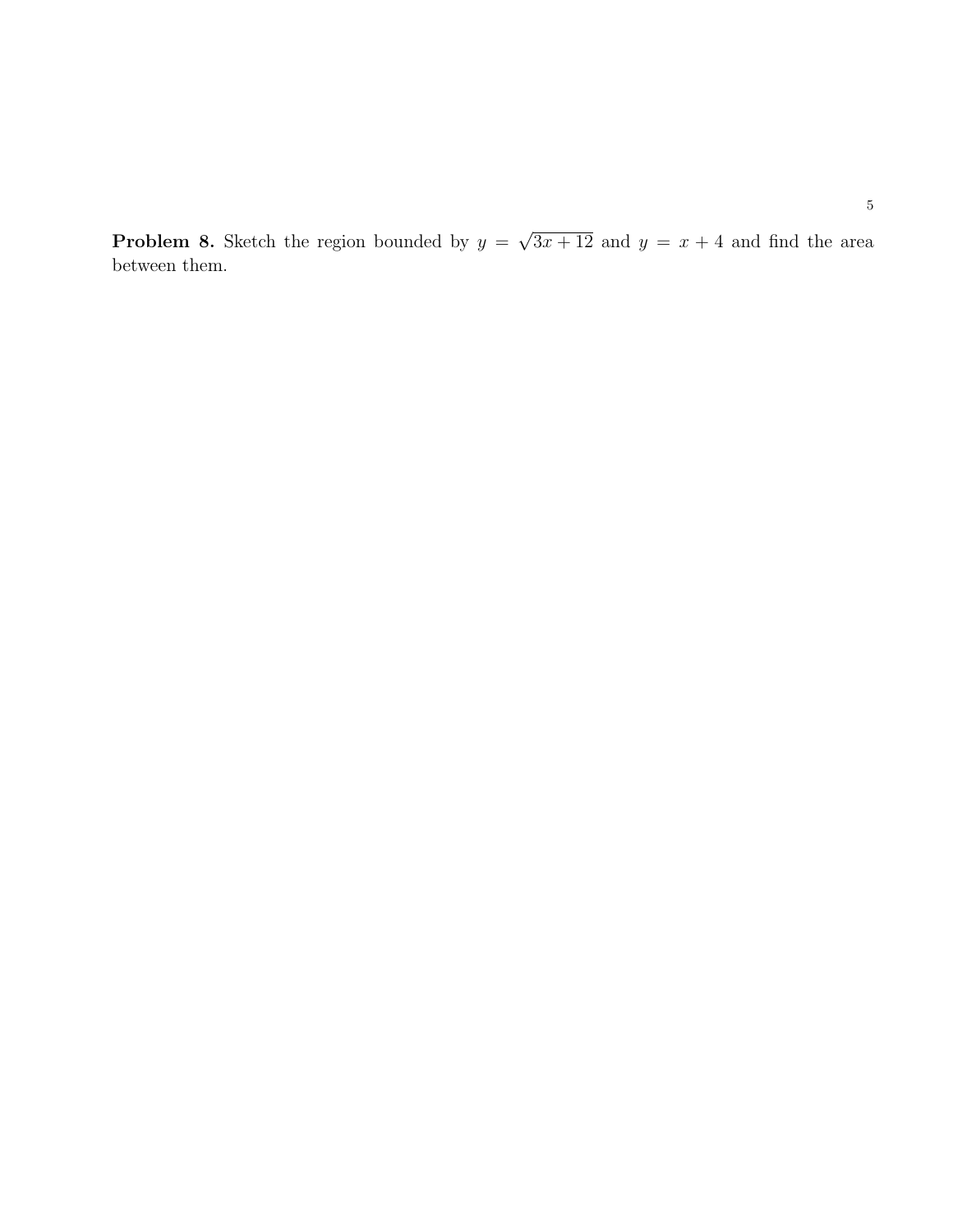**Problem 8.** Sketch the region bounded by $y = \sqrt{3x+12}$ and $y = x + 4$ and find the area between them.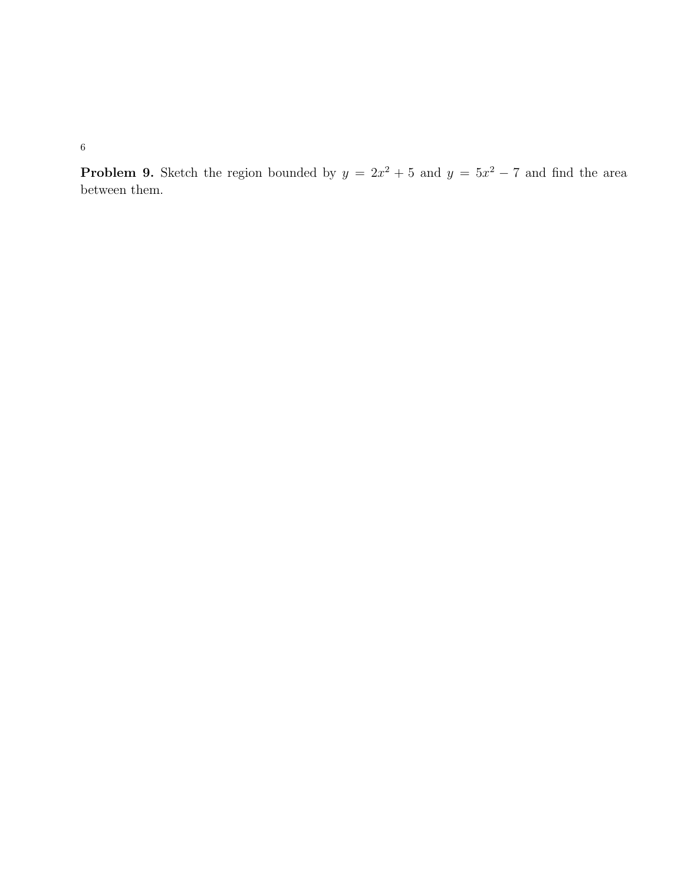**Problem 9.** Sketch the region bounded by $y = 2x^2 + 5$ and $y = 5x^2 - 7$ and find the area between them.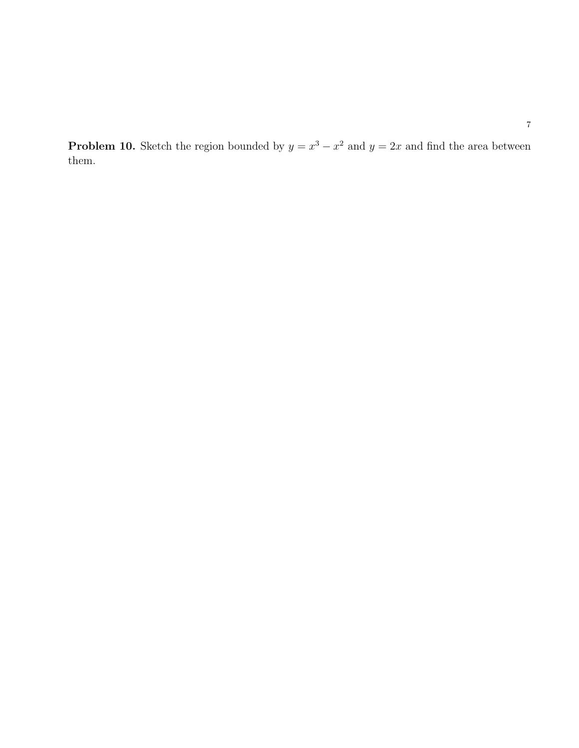**Problem 10.** Sketch the region bounded by $y = x^3 - x^2$ and $y = 2x$ and find the area between them.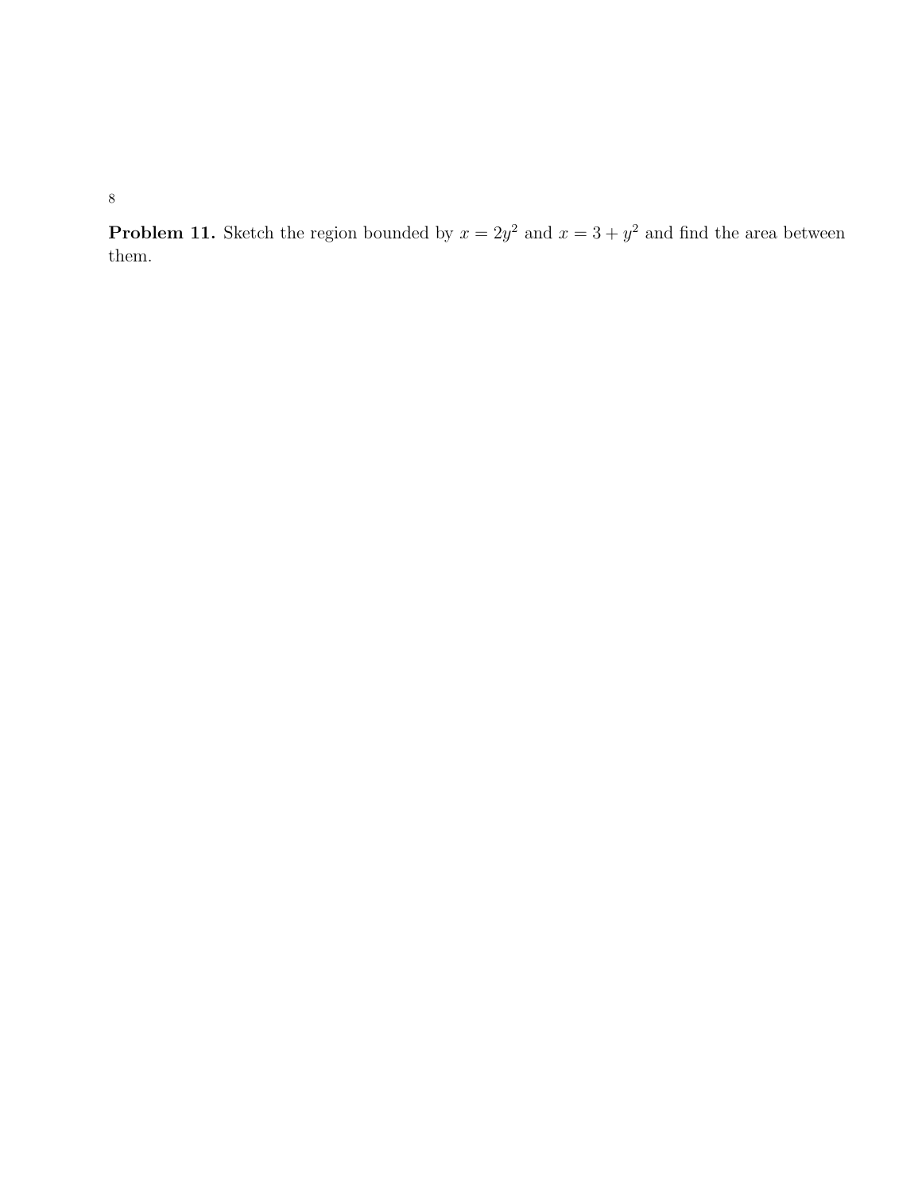**Problem 11.** Sketch the region bounded by $x = 2y^2$ and $x = 3 + y^2$ and find the area between them.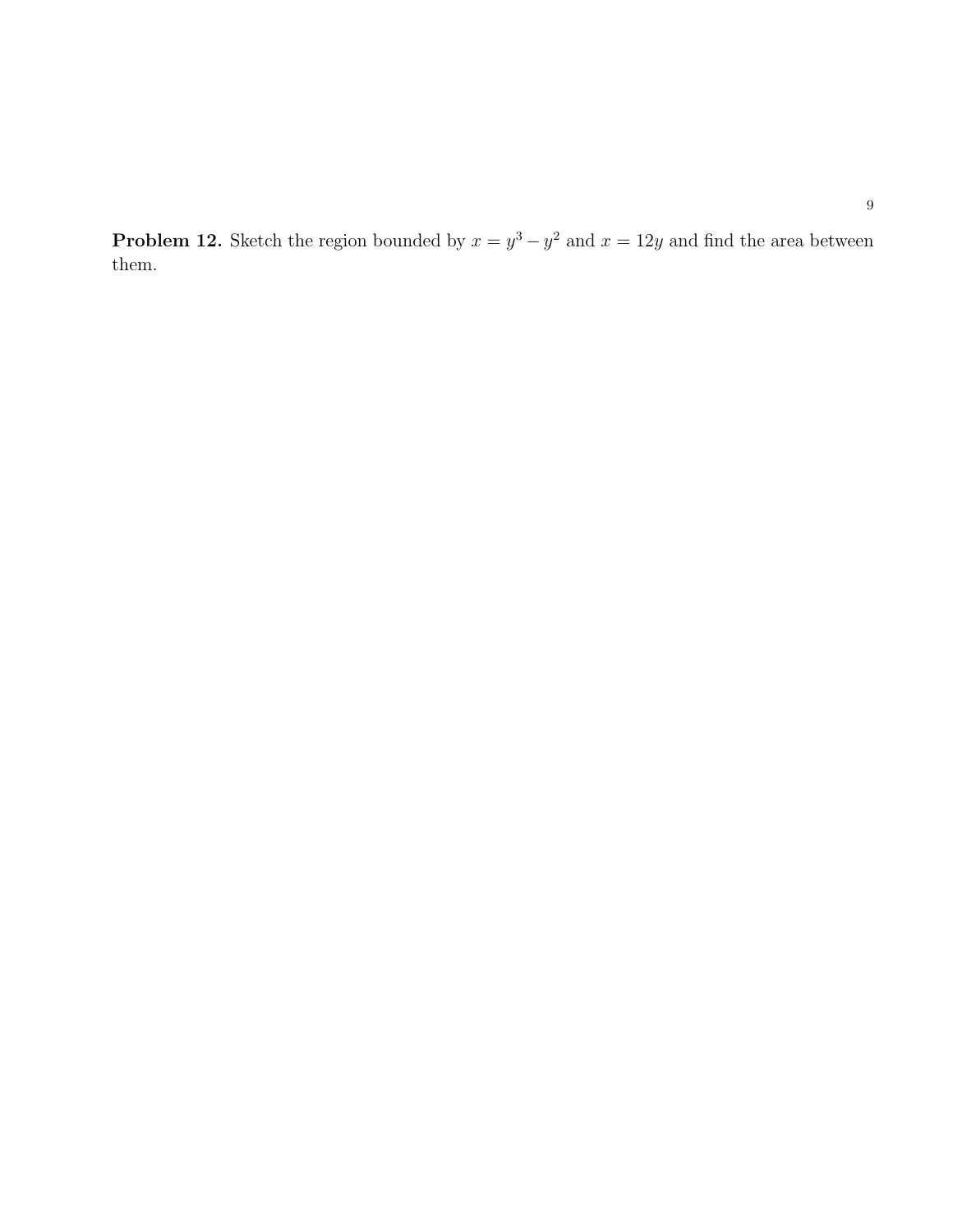**Problem 12.** Sketch the region bounded by $x = y^3 - y^2$ and $x = 12y$ and find the area between them.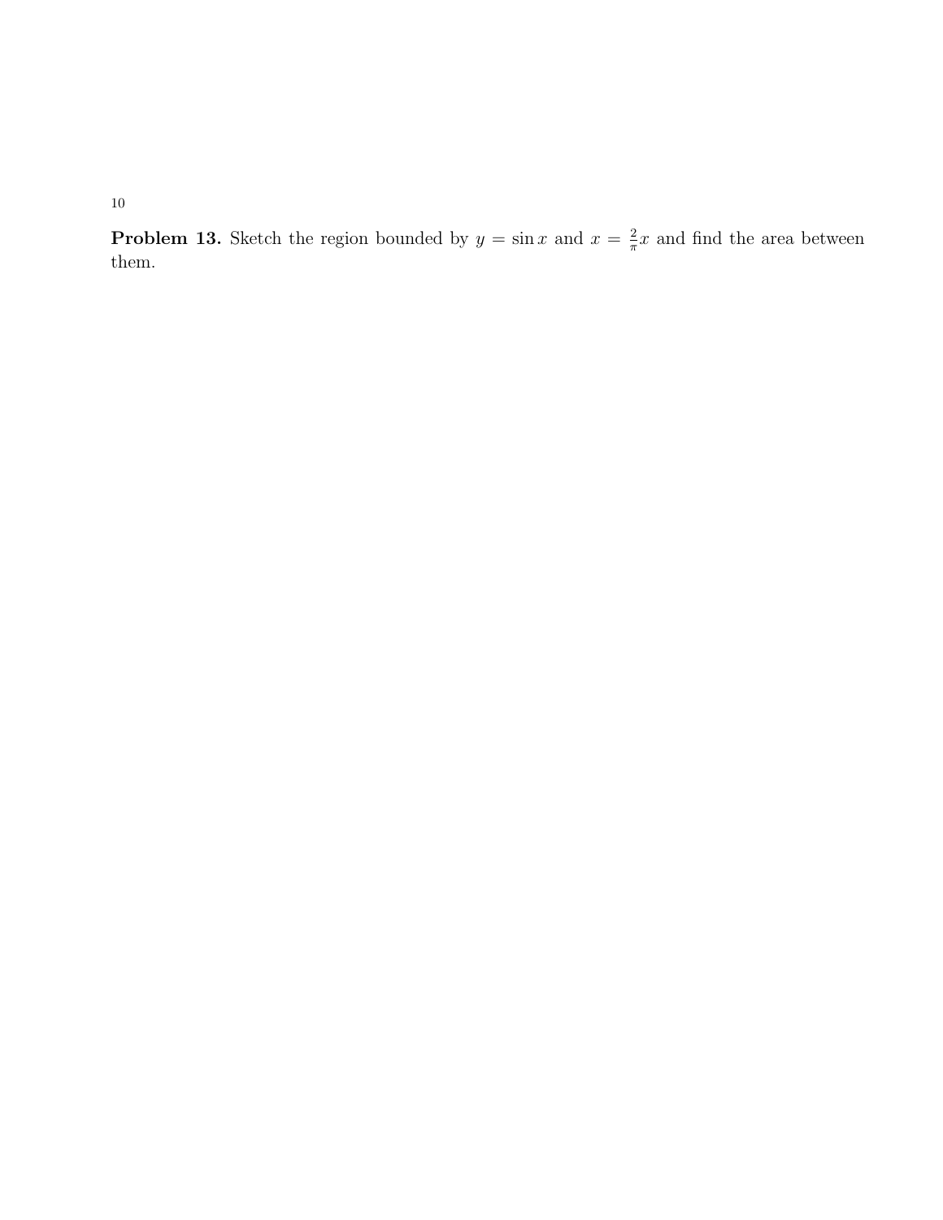**Problem 13.** Sketch the region bounded by $y = \sin x$ and $x = \frac{2}{\pi}x$ and find the area between them.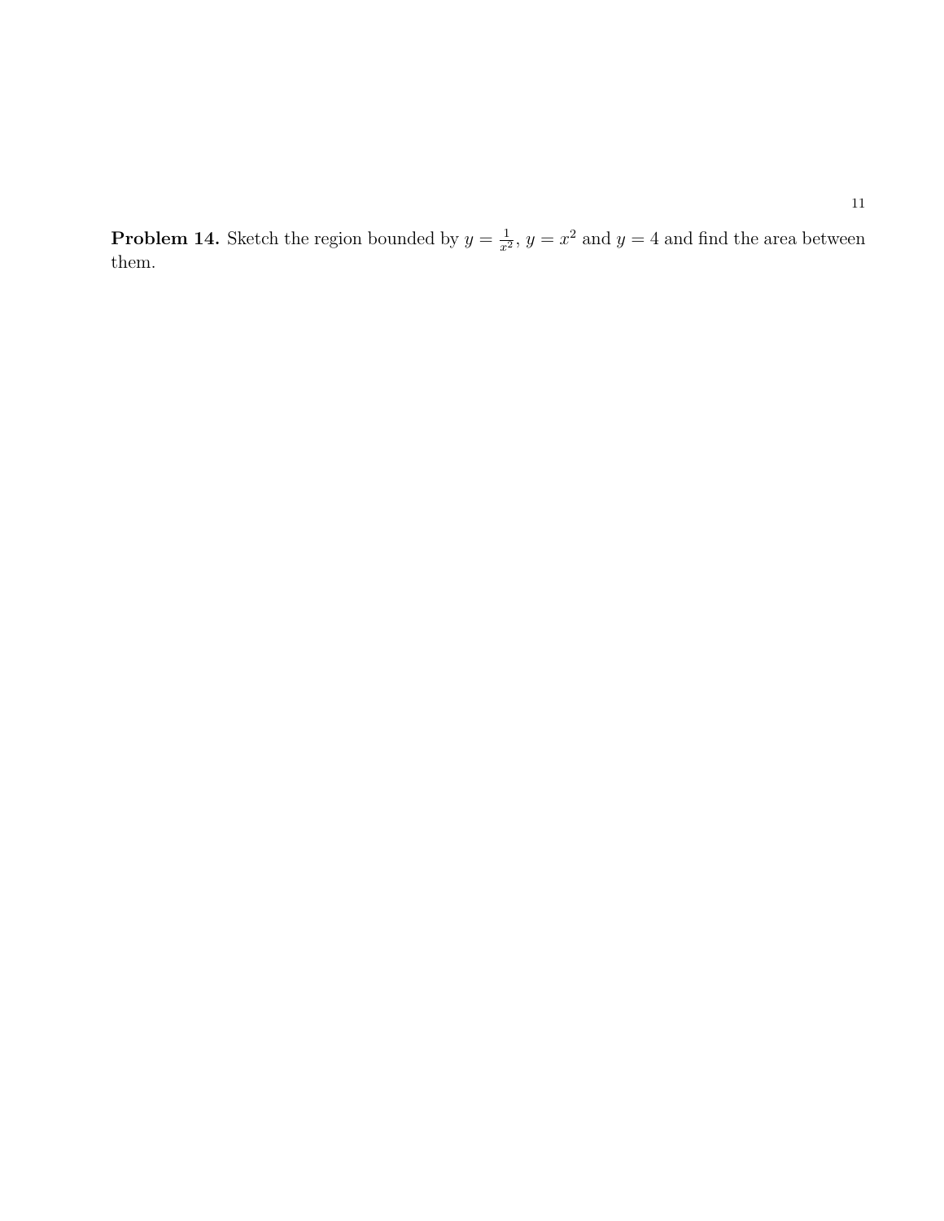**Problem 14.** Sketch the region bounded by $y = \frac{1}{x^2}$, $y = x^2$ and $y = 4$ and find the area between them.